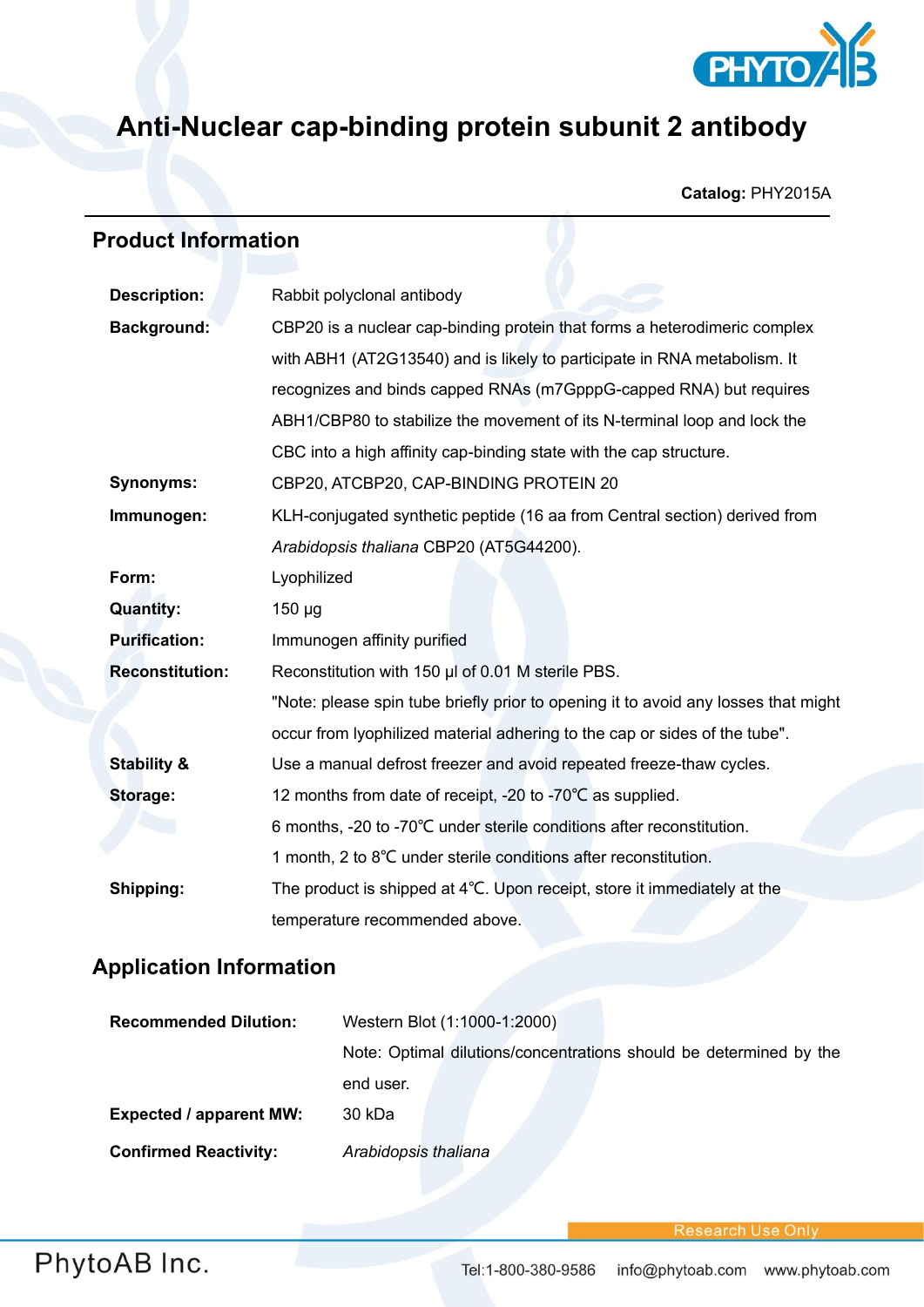# Anti-Nuclear cap-binding protein subunit 2 antibody

**Catalog:** PHY2015A

## Product Information

| | |
|---|---|
| **Description:** | Rabbit polyclonal antibody |
| **Background:** | CBP20 is a nuclear cap-binding protein that forms a heterodimeric complex with ABH1 (AT2G13540) and is likely to participate in RNA metabolism. It recognizes and binds capped RNAs (m7GpppG-capped RNA) but requires ABH1/CBP80 to stabilize the movement of its N-terminal loop and lock the CBC into a high affinity cap-binding state with the cap structure. |
| **Synonyms:** | CBP20, ATCBP20, CAP-BINDING PROTEIN 20 |
| **Immunogen:** | KLH-conjugated synthetic peptide (16 aa from Central section) derived from *Arabidopsis thaliana* CBP20 (AT5G44200). |
| **Form:** | Lyophilized |
| **Quantity:** | 150 µg |
| **Purification:** | Immunogen affinity purified |
| **Reconstitution:** | Reconstitution with 150 µl of 0.01 M sterile PBS.<br>"Note: please spin tube briefly prior to opening it to avoid any losses that might occur from lyophilized material adhering to the cap or sides of the tube". |
| **Stability & Storage:** | Use a manual defrost freezer and avoid repeated freeze-thaw cycles.<br>12 months from date of receipt, -20 to -70℃ as supplied.<br>6 months, -20 to -70℃ under sterile conditions after reconstitution.<br>1 month, 2 to 8℃ under sterile conditions after reconstitution. |
| **Shipping:** | The product is shipped at 4℃. Upon receipt, store it immediately at the temperature recommended above. |

## Application Information

| | |
|---|---|
| **Recommended Dilution:** | Western Blot (1:1000-1:2000)<br>Note: Optimal dilutions/concentrations should be determined by the end user. |
| **Expected / apparent MW:** | 30 kDa |
| **Confirmed Reactivity:** | *Arabidopsis thaliana* |

Research Use Only

PhytoAB Inc.

Tel:1-800-380-9586 info@phytoab.com www.phytoab.com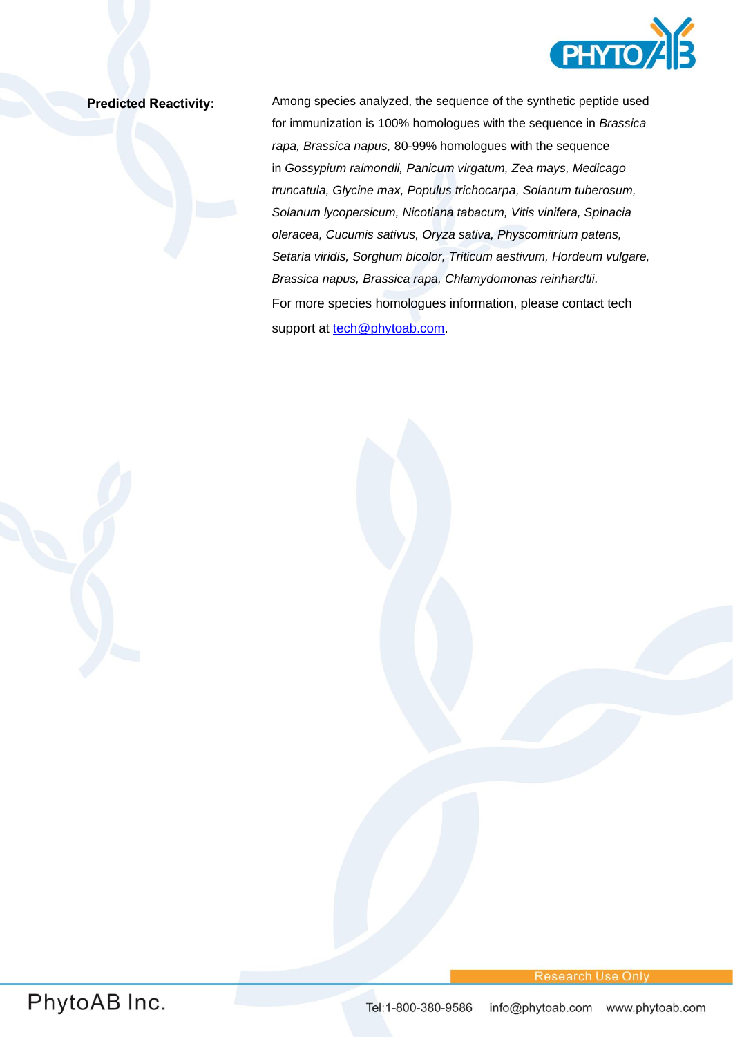**Predicted Reactivity:** Among species analyzed, the sequence of the synthetic peptide used for immunization is 100% homologues with the sequence in *Brassica rapa, Brassica napus,* 80-99% homologues with the sequence in *Gossypium raimondii, Panicum virgatum, Zea mays, Medicago truncatula, Glycine max, Populus trichocarpa, Solanum tuberosum, Solanum lycopersicum, Nicotiana tabacum, Vitis vinifera, Spinacia oleracea, Cucumis sativus, Oryza sativa, Physcomitrium patens, Setaria viridis, Sorghum bicolor, Triticum aestivum, Hordeum vulgare, Brassica napus, Brassica rapa, Chlamydomonas reinhardtii.*

For more species homologues information, please contact tech support at tech@phytoab.com.

Research Use Only

PhytoAB Inc.

Tel:1-800-380-9586 info@phytoab.com www.phytoab.com